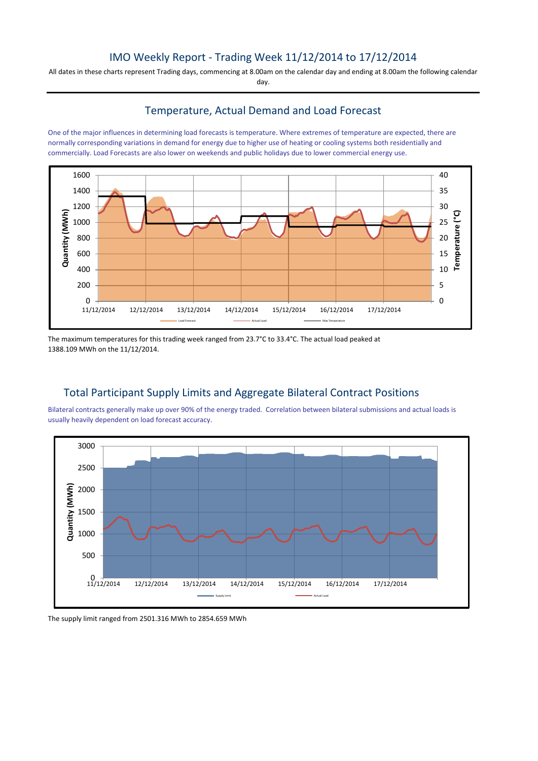# IMO Weekly Report - Trading Week 11/12/2014 to 17/12/2014

All dates in these charts represent Trading days, commencing at 8.00am on the calendar day and ending at 8.00am the following calendar day.

## Temperature, Actual Demand and Load Forecast

One of the major influences in determining load forecasts is temperature. Where extremes of temperature are expected, there are normally corresponding variations in demand for energy due to higher use of heating or cooling systems both residentially and commercially. Load Forecasts are also lower on weekends and public holidays due to lower commercial energy use.

The maximum temperatures for this trading week ranged from 23.7°C to 33.4°C. The actual load peaked at 1388.109 MWh on the 11/12/2014.

## Total Participant Supply Limits and Aggregate Bilateral Contract Positions

Bilateral contracts generally make up over 90% of the energy traded. Correlation between bilateral submissions and actual loads is usually heavily dependent on load forecast accuracy.

The supply limit ranged from 2501.316 MWh to 2854.659 MWh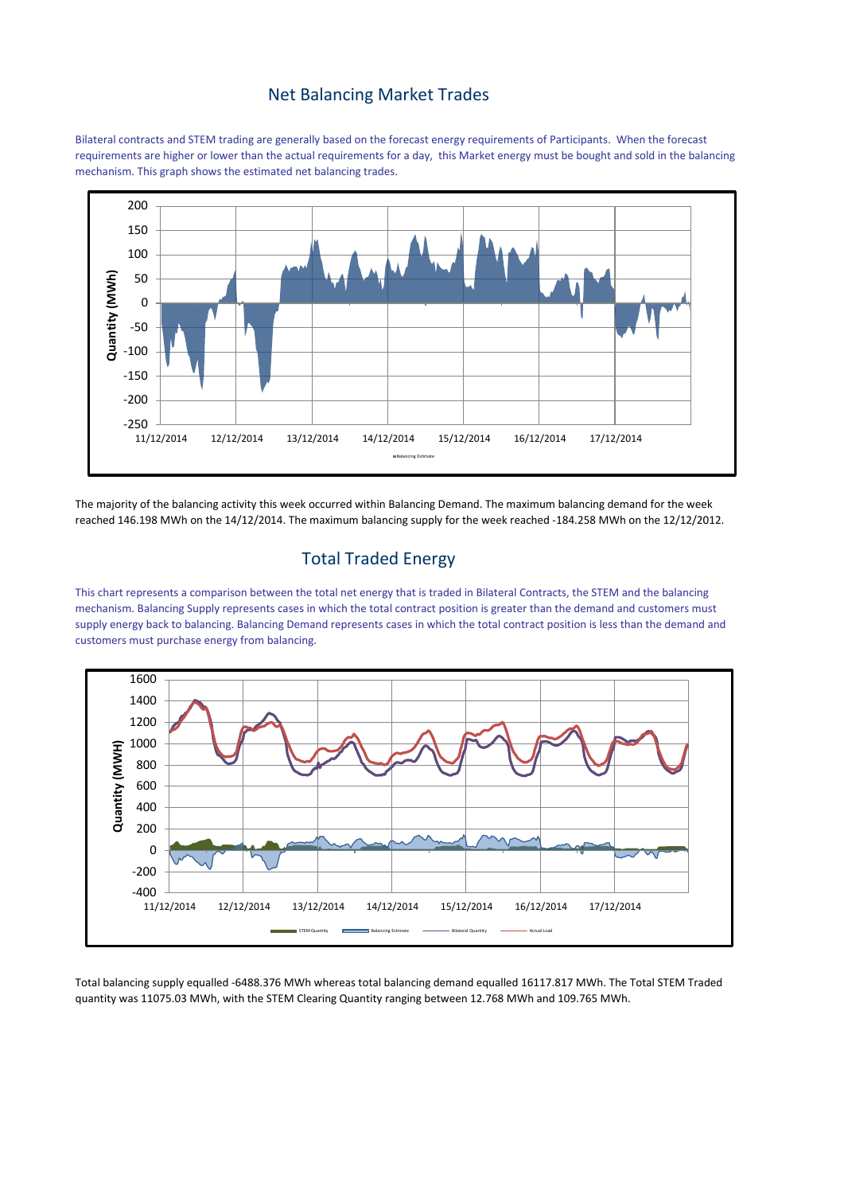## Net Balancing Market Trades

Bilateral contracts and STEM trading are generally based on the forecast energy requirements of Participants. When the forecast requirements are higher or lower than the actual requirements for a day, this Market energy must be bought and sold in the balancing mechanism. This graph shows the estimated net balancing trades.

The majority of the balancing activity this week occurred within Balancing Demand. The maximum balancing demand for the week reached 146.198 MWh on the 14/12/2014. The maximum balancing supply for the week reached -184.258 MWh on the 12/12/2012.

## Total Traded Energy

This chart represents a comparison between the total net energy that is traded in Bilateral Contracts, the STEM and the balancing mechanism. Balancing Supply represents cases in which the total contract position is greater than the demand and customers must supply energy back to balancing. Balancing Demand represents cases in which the total contract position is less than the demand and customers must purchase energy from balancing.

Total balancing supply equalled -6488.376 MWh whereas total balancing demand equalled 16117.817 MWh. The Total STEM Traded quantity was 11075.03 MWh, with the STEM Clearing Quantity ranging between 12.768 MWh and 109.765 MWh.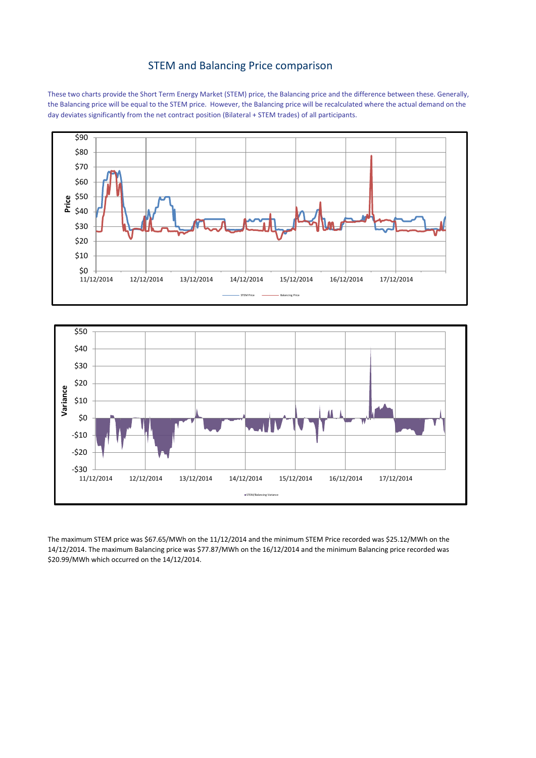# STEM and Balancing Price comparison

These two charts provide the Short Term Energy Market (STEM) price, the Balancing price and the difference between these. Generally, the Balancing price will be equal to the STEM price. However, the Balancing price will be recalculated where the actual demand on the day deviates significantly from the net contract position (Bilateral + STEM trades) of all participants.

Price

$90
$80
$70
$60
$50
$40
$30
$20
$10
$0

11/12/2014 12/12/2014 13/12/2014 14/12/2014 15/12/2014 16/12/2014 17/12/2014

STEM Price    Balancing Price

Variance

$50
$40
$30
$20
$10
$0
-$10
-$20
-$30

11/12/2014 12/12/2014 13/12/2014 14/12/2014 15/12/2014 16/12/2014 17/12/2014

STEM/Balancing Variance

The maximum STEM price was $67.65/MWh on the 11/12/2014 and the minimum STEM Price recorded was $25.12/MWh on the 14/12/2014. The maximum Balancing price was $77.87/MWh on the 16/12/2014 and the minimum Balancing price recorded was $20.99/MWh which occurred on the 14/12/2014.